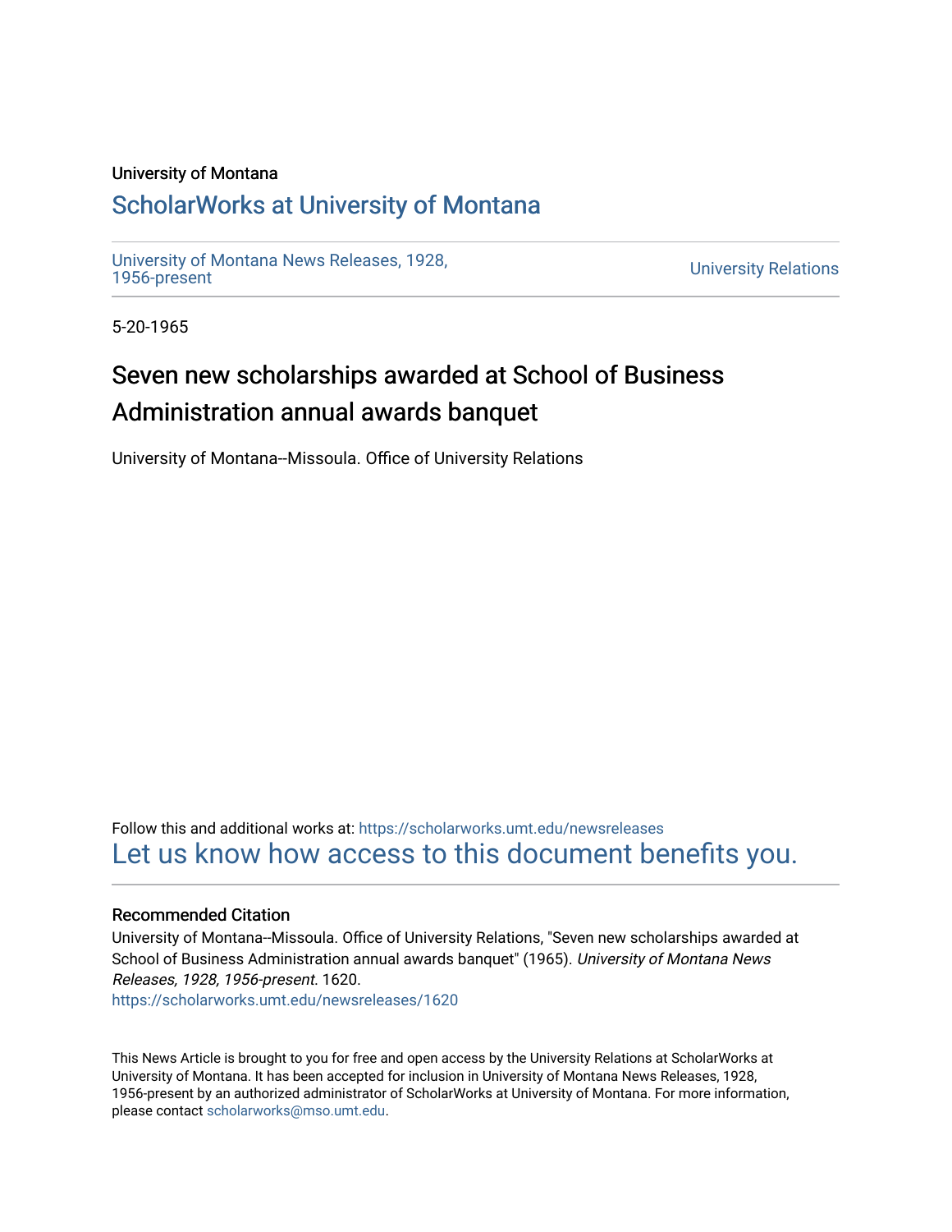University of Montana

# ScholarWorks at University of Montana

University of Montana News Releases, 1928, 1956-present

University Relations

5-20-1965

## Seven new scholarships awarded at School of Business Administration annual awards banquet

University of Montana--Missoula. Office of University Relations

Follow this and additional works at: https://scholarworks.umt.edu/newsreleases

Let us know how access to this document benefits you.

### Recommended Citation

University of Montana--Missoula. Office of University Relations, "Seven new scholarships awarded at School of Business Administration annual awards banquet" (1965). *University of Montana News Releases, 1928, 1956-present*. 1620.

https://scholarworks.umt.edu/newsreleases/1620

This News Article is brought to you for free and open access by the University Relations at ScholarWorks at University of Montana. It has been accepted for inclusion in University of Montana News Releases, 1928, 1956-present by an authorized administrator of ScholarWorks at University of Montana. For more information, please contact scholarworks@mso.umt.edu.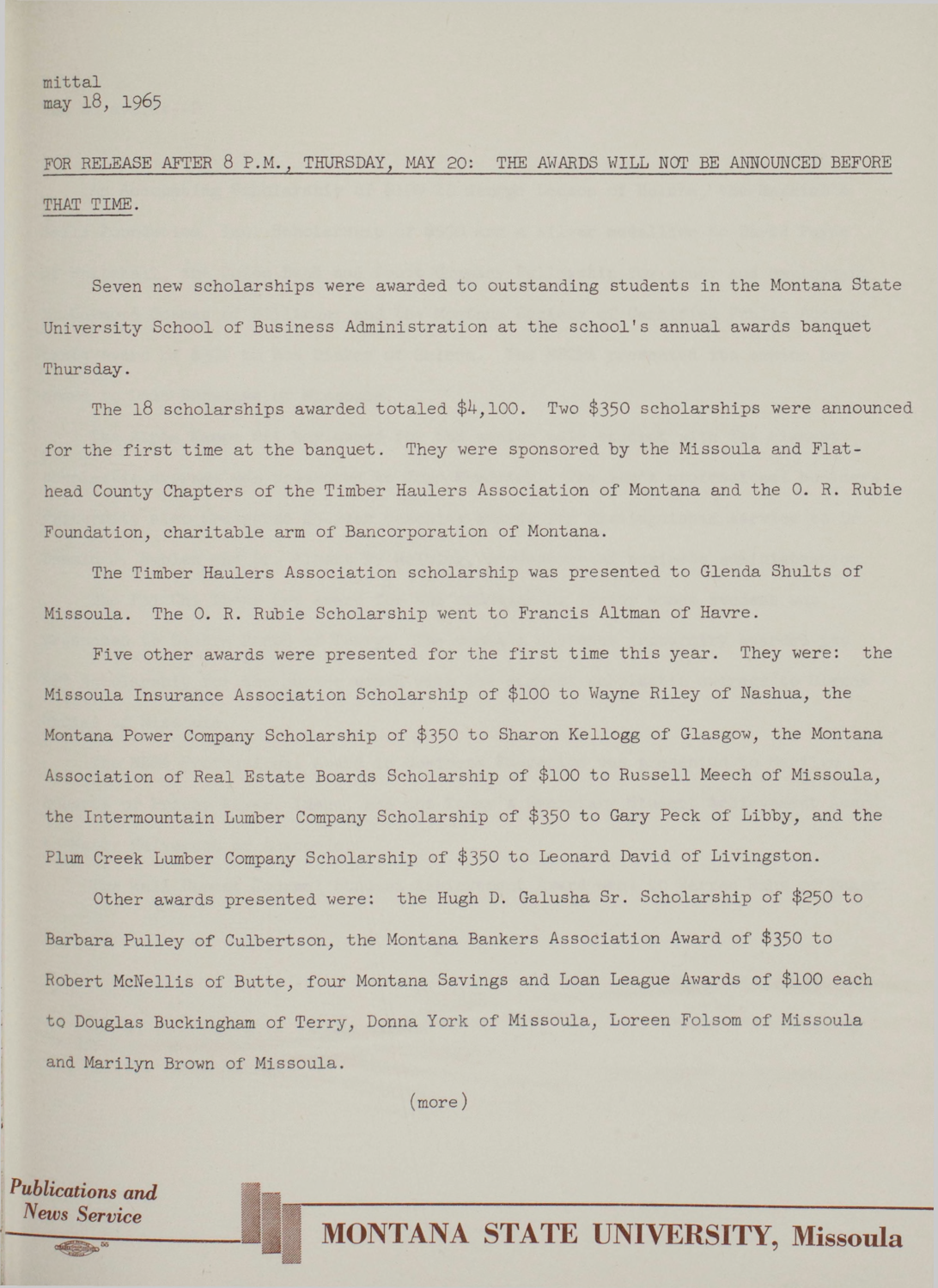mittal
may 18, 1965

FOR RELEASE AFTER 8 P.M., THURSDAY, MAY 20: THE AWARDS WILL NOT BE ANNOUNCED BEFORE THAT TIME.

Seven new scholarships were awarded to outstanding students in the Montana State University School of Business Administration at the school's annual awards banquet Thursday.

The 18 scholarships awarded totaled $4,100. Two $350 scholarships were announced for the first time at the banquet. They were sponsored by the Missoula and Flathead County Chapters of the Timber Haulers Association of Montana and the O. R. Rubie Foundation, charitable arm of Bancorporation of Montana.

The Timber Haulers Association scholarship was presented to Glenda Shults of Missoula. The O. R. Rubie Scholarship went to Francis Altman of Havre.

Five other awards were presented for the first time this year. They were: the Missoula Insurance Association Scholarship of $100 to Wayne Riley of Nashua, the Montana Power Company Scholarship of $350 to Sharon Kellogg of Glasgow, the Montana Association of Real Estate Boards Scholarship of $100 to Russell Meech of Missoula, the Intermountain Lumber Company Scholarship of $350 to Gary Peck of Libby, and the Plum Creek Lumber Company Scholarship of $350 to Leonard David of Livingston.

Other awards presented were: the Hugh D. Galusha Sr. Scholarship of $250 to Barbara Pulley of Culbertson, the Montana Bankers Association Award of $350 to Robert McNellis of Butte, four Montana Savings and Loan League Awards of $100 each to Douglas Buckingham of Terry, Donna York of Missoula, Loreen Folsom of Missoula and Marilyn Brown of Missoula.

(more)

*Publications and News Service*

**MONTANA STATE UNIVERSITY, Missoula**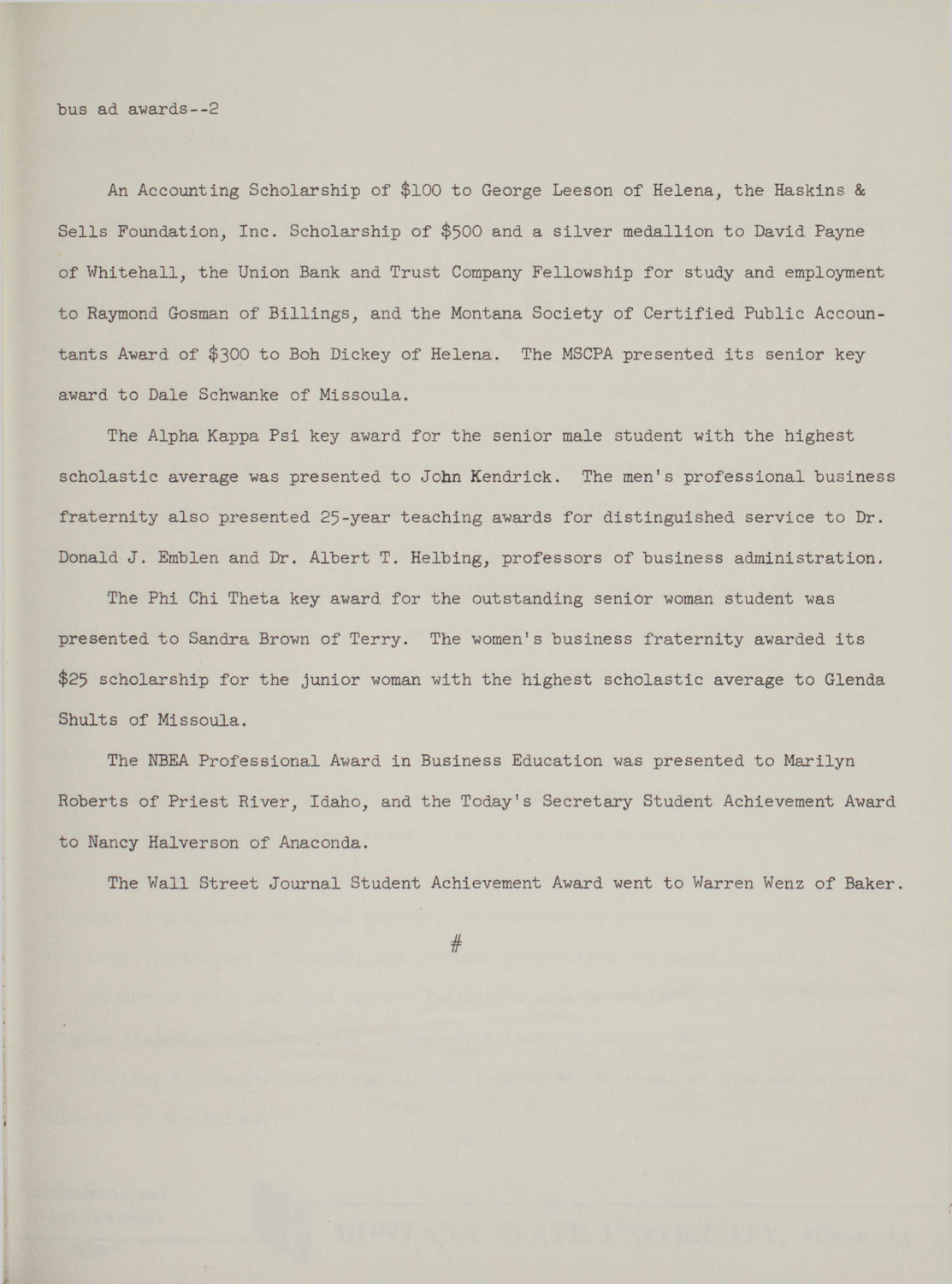An Accounting Scholarship of $100 to George Leeson of Helena, the Haskins & Sells Foundation, Inc. Scholarship of $500 and a silver medallion to David Payne of Whitehall, the Union Bank and Trust Company Fellowship for study and employment to Raymond Gosman of Billings, and the Montana Society of Certified Public Accountants Award of $300 to Boh Dickey of Helena. The MSCPA presented its senior key award to Dale Schwanke of Missoula.

The Alpha Kappa Psi key award for the senior male student with the highest scholastic average was presented to John Kendrick. The men's professional business fraternity also presented 25-year teaching awards for distinguished service to Dr. Donald J. Emblen and Dr. Albert T. Helbing, professors of business administration.

The Phi Chi Theta key award for the outstanding senior woman student was presented to Sandra Brown of Terry. The women's business fraternity awarded its $25 scholarship for the junior woman with the highest scholastic average to Glenda Shults of Missoula.

The NBEA Professional Award in Business Education was presented to Marilyn Roberts of Priest River, Idaho, and the Today's Secretary Student Achievement Award to Nancy Halverson of Anaconda.

The Wall Street Journal Student Achievement Award went to Warren Wenz of Baker.

#